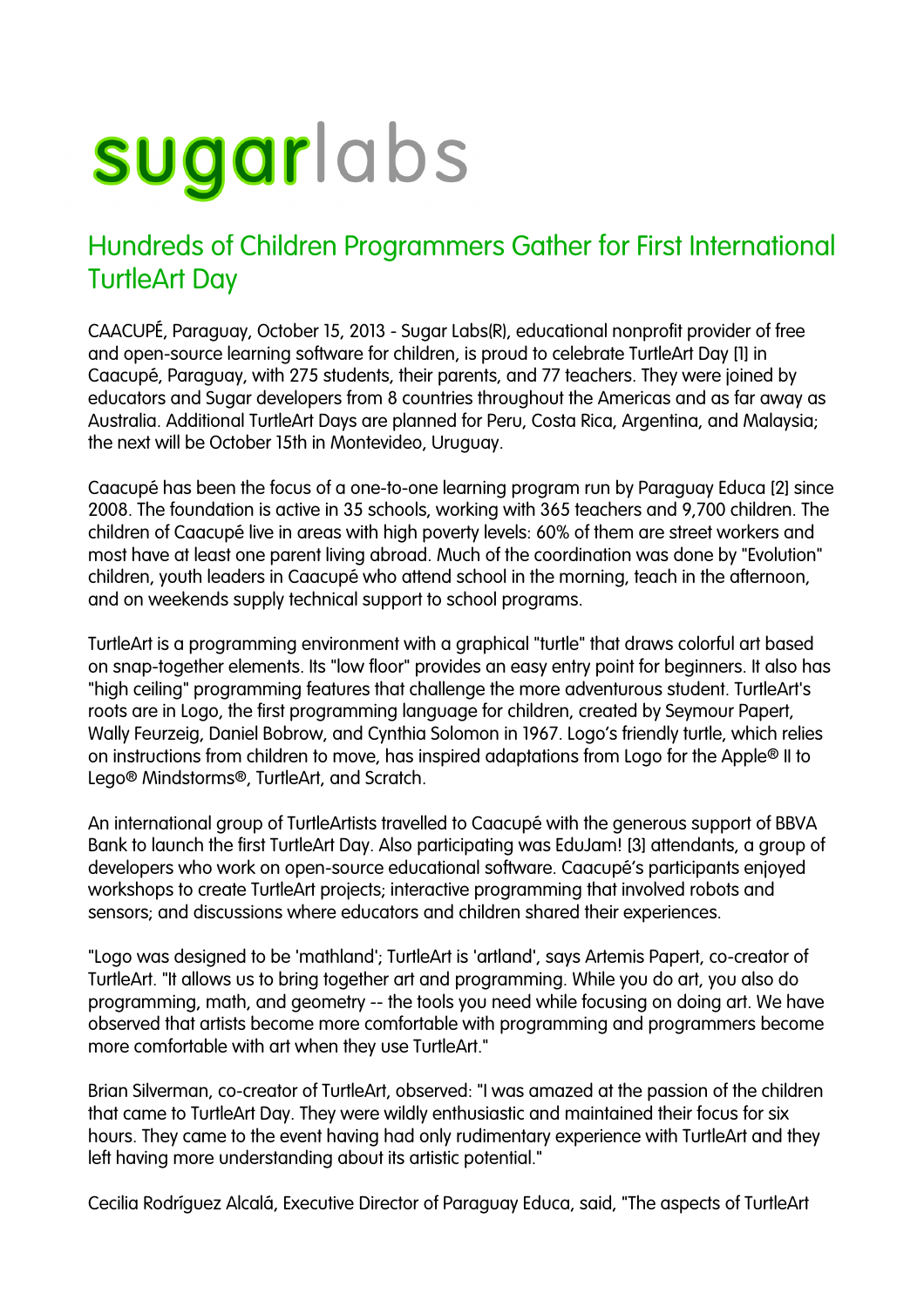# sugarlabs

## Hundreds of Children Programmers Gather for First International TurtleArt Day

CAACUPÉ, Paraguay, October 15, 2013 - Sugar Labs(R), educational nonprofit provider of free and open-source learning software for children, is proud to celebrate TurtleArt Day [1] in Caacupé, Paraguay, with 275 students, their parents, and 77 teachers. They were joined by educators and Sugar developers from 8 countries throughout the Americas and as far away as Australia. Additional TurtleArt Days are planned for Peru, Costa Rica, Argentina, and Malaysia; the next will be October 15th in Montevideo, Uruguay.

Caacupé has been the focus of a one-to-one learning program run by Paraguay Educa [2] since 2008. The foundation is active in 35 schools, working with 365 teachers and 9,700 children. The children of Caacupé live in areas with high poverty levels: 60% of them are street workers and most have at least one parent living abroad. Much of the coordination was done by "Evolution" children, youth leaders in Caacupé who attend school in the morning, teach in the afternoon, and on weekends supply technical support to school programs.

TurtleArt is a programming environment with a graphical "turtle" that draws colorful art based on snap-together elements. Its "low floor" provides an easy entry point for beginners. It also has "high ceiling" programming features that challenge the more adventurous student. TurtleArt's roots are in Logo, the first programming language for children, created by Seymour Papert, Wally Feurzeig, Daniel Bobrow, and Cynthia Solomon in 1967. Logo's friendly turtle, which relies on instructions from children to move, has inspired adaptations from Logo for the Apple® II to Lego® Mindstorms®, TurtleArt, and Scratch.

An international group of TurtleArtists travelled to Caacupé with the generous support of BBVA Bank to launch the first TurtleArt Day. Also participating was EduJam! [3] attendants, a group of developers who work on open-source educational software. Caacupé's participants enjoyed workshops to create TurtleArt projects; interactive programming that involved robots and sensors; and discussions where educators and children shared their experiences.

"Logo was designed to be 'mathland'; TurtleArt is 'artland', says Artemis Papert, co-creator of TurtleArt. "It allows us to bring together art and programming. While you do art, you also do programming, math, and geometry -- the tools you need while focusing on doing art. We have observed that artists become more comfortable with programming and programmers become more comfortable with art when they use TurtleArt."

Brian Silverman, co-creator of TurtleArt, observed: "I was amazed at the passion of the children that came to TurtleArt Day. They were wildly enthusiastic and maintained their focus for six hours. They came to the event having had only rudimentary experience with TurtleArt and they left having more understanding about its artistic potential."

Cecilia Rodríguez Alcalá, Executive Director of Paraguay Educa, said, "The aspects of TurtleArt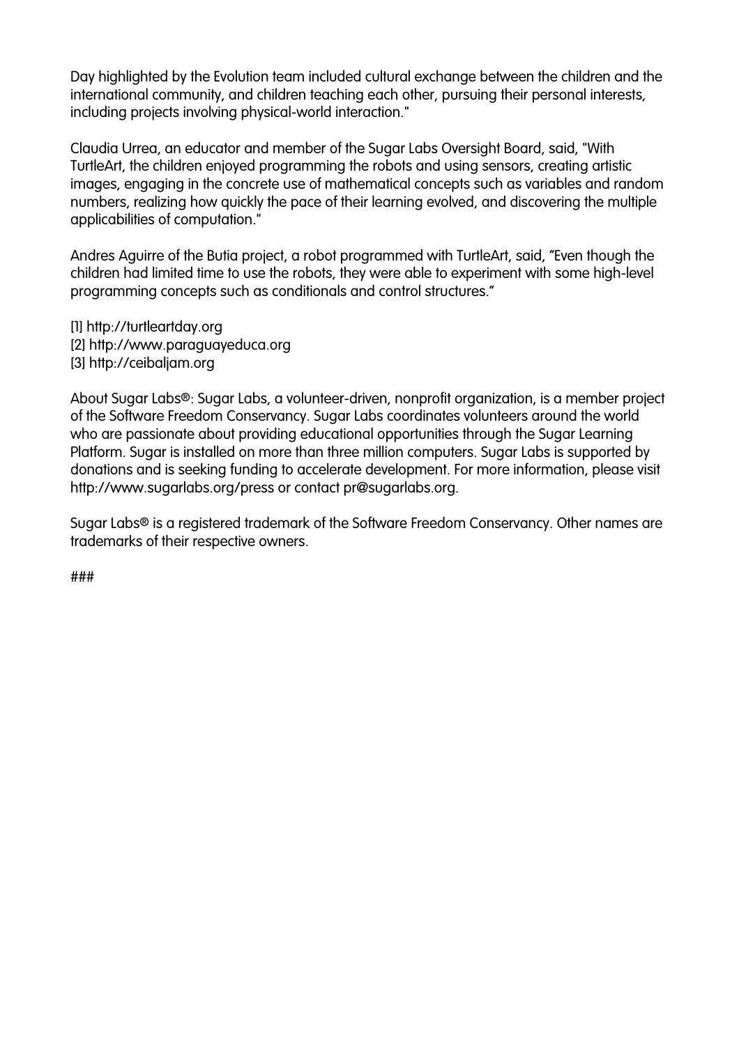Day highlighted by the Evolution team included cultural exchange between the children and the international community, and children teaching each other, pursuing their personal interests, including projects involving physical-world interaction."

Claudia Urrea, an educator and member of the Sugar Labs Oversight Board, said, "With TurtleArt, the children enjoyed programming the robots and using sensors, creating artistic images, engaging in the concrete use of mathematical concepts such as variables and random numbers, realizing how quickly the pace of their learning evolved, and discovering the multiple applicabilities of computation."

Andres Aguirre of the Butia project, a robot programmed with TurtleArt, said, "Even though the children had limited time to use the robots, they were able to experiment with some high-level programming concepts such as conditionals and control structures."

[1] http://turtleartday.org
[2] http://www.paraguayeduca.org
[3] http://ceibaljam.org

About Sugar Labs®: Sugar Labs, a volunteer-driven, nonprofit organization, is a member project of the Software Freedom Conservancy. Sugar Labs coordinates volunteers around the world who are passionate about providing educational opportunities through the Sugar Learning Platform. Sugar is installed on more than three million computers. Sugar Labs is supported by donations and is seeking funding to accelerate development. For more information, please visit http://www.sugarlabs.org/press or contact pr@sugarlabs.org.

Sugar Labs® is a registered trademark of the Software Freedom Conservancy. Other names are trademarks of their respective owners.

###